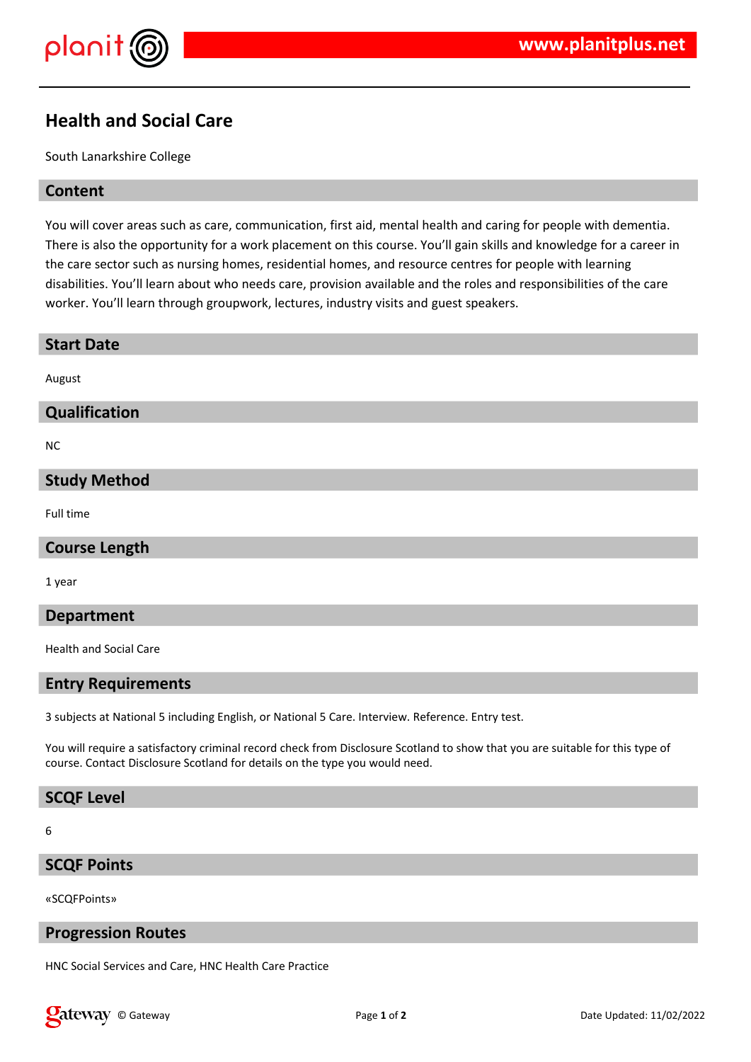# Health and Social Care

South Lanarkshire College

## Content

You will cover areas such as care, communication, first aid, mental health and caring for people with dementia. There is also the opportunity for a work placement on this course. You'll gain skills and knowledge for a career in the care sector such as nursing homes, residential homes, and resource centres for people with learning disabilities. You'll learn about who needs care, provision available and the roles and responsibilities of the care worker. You'll learn through groupwork, lectures, industry visits and guest speakers.

## Start Date

August

## Qualification

NC

## Study Method

Full time

## Course Length

1 year

## Department

Health and Social Care

## Entry Requirements

3 subjects at National 5 including English, or National 5 Care. Interview. Reference. Entry test.

You will require a satisfactory criminal record check from Disclosure Scotland to show that you are suitable for this type of course. Contact Disclosure Scotland for details on the type you would need.

## SCQF Level

6

## SCQF Points

«SCQFPoints»

## Progression Routes

HNC Social Services and Care, HNC Health Care Practice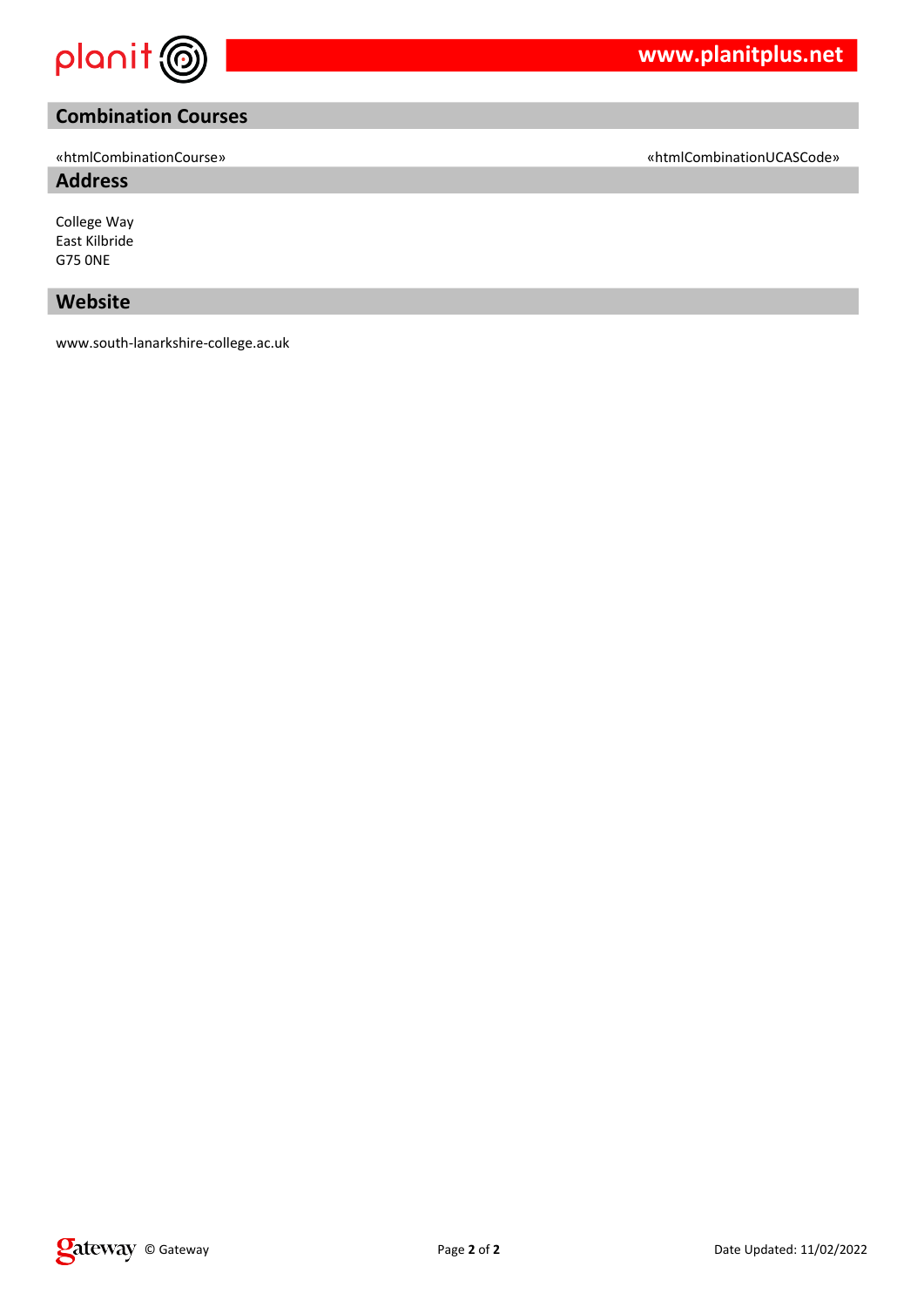## Combination Courses

«htmlCombinationCourse» «htmlCombinationUCASCode»

## Address

College Way
East Kilbride
G75 0NE

## Website

www.south-lanarkshire-college.ac.uk